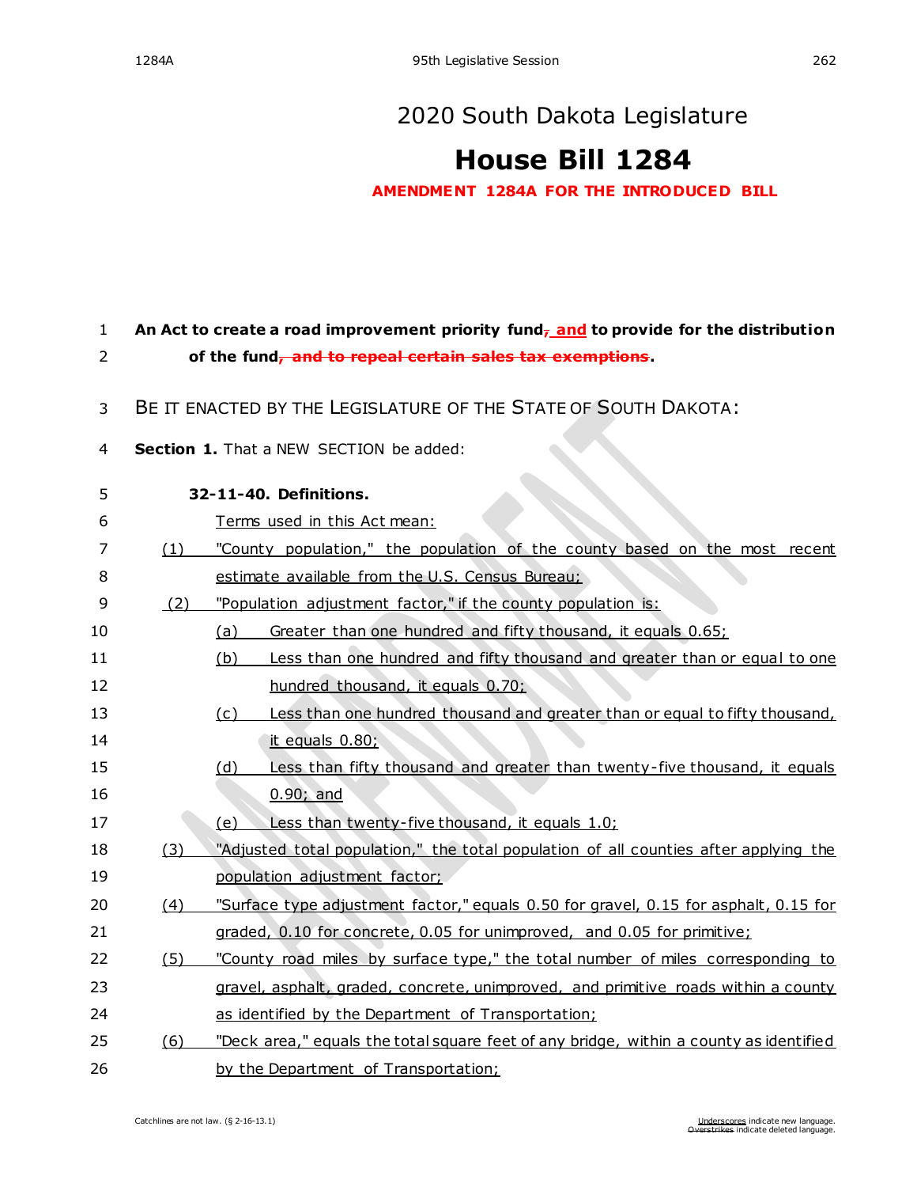# 2020 South Dakota Legislature

# House Bill 1284

**AMENDMENT 1284A FOR THE INTRODUCED BILL**

**An Act to create a road improvement priority fund~~,~~ and to provide for the distribution of the fund~~, and to repeal certain sales tax exemptions~~.**

BE IT ENACTED BY THE LEGISLATURE OF THE STATE OF SOUTH DAKOTA:

**Section 1.** That a NEW SECTION be added:

**32-11-40. Definitions.**

Terms used in this Act mean:

(1) "County population," the population of the county based on the most recent estimate available from the U.S. Census Bureau;

(2) "Population adjustment factor," if the county population is:

(a) Greater than one hundred and fifty thousand, it equals 0.65;

(b) Less than one hundred and fifty thousand and greater than or equal to one hundred thousand, it equals 0.70;

(c) Less than one hundred thousand and greater than or equal to fifty thousand, it equals 0.80;

(d) Less than fifty thousand and greater than twenty-five thousand, it equals 0.90; and

(e) Less than twenty-five thousand, it equals 1.0;

(3) "Adjusted total population," the total population of all counties after applying the population adjustment factor;

(4) "Surface type adjustment factor," equals 0.50 for gravel, 0.15 for asphalt, 0.15 for graded, 0.10 for concrete, 0.05 for unimproved, and 0.05 for primitive;

(5) "County road miles by surface type," the total number of miles corresponding to gravel, asphalt, graded, concrete, unimproved, and primitive roads within a county as identified by the Department of Transportation;

(6) "Deck area," equals the total square feet of any bridge, within a county as identified by the Department of Transportation;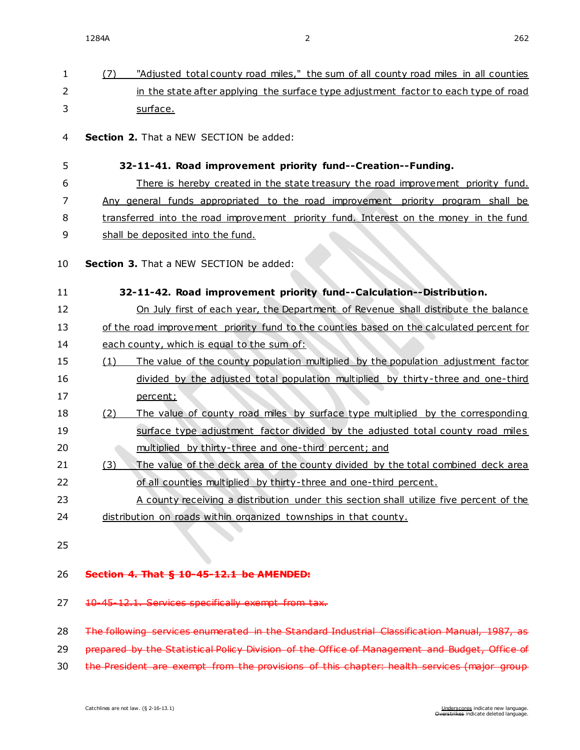(7) "Adjusted total county road miles," the sum of all county road miles in all counties in the state after applying the surface type adjustment factor to each type of road surface.

**Section 2.** That a NEW SECTION be added:

**32-11-41. Road improvement priority fund--Creation--Funding.**

There is hereby created in the state treasury the road improvement priority fund. Any general funds appropriated to the road improvement priority program shall be transferred into the road improvement priority fund. Interest on the money in the fund shall be deposited into the fund.

**Section 3.** That a NEW SECTION be added:

**32-11-42. Road improvement priority fund--Calculation--Distribution.**

On July first of each year, the Department of Revenue shall distribute the balance of the road improvement priority fund to the counties based on the calculated percent for each county, which is equal to the sum of:

(1) The value of the county population multiplied by the population adjustment factor divided by the adjusted total population multiplied by thirty-three and one-third percent;

(2) The value of county road miles by surface type multiplied by the corresponding surface type adjustment factor divided by the adjusted total county road miles multiplied by thirty-three and one-third percent; and

(3) The value of the deck area of the county divided by the total combined deck area of all counties multiplied by thirty-three and one-third percent.

A county receiving a distribution under this section shall utilize five percent of the distribution on roads within organized townships in that county.

~~**Section 4. That § 10-45-12.1 be AMENDED:**~~

~~10-45-12.1. Services specifically exempt from tax.~~

~~The following services enumerated in the Standard Industrial Classification Manual, 1987, as prepared by the Statistical Policy Division of the Office of Management and Budget, Office of the President are exempt from the provisions of this chapter: health services (major group~~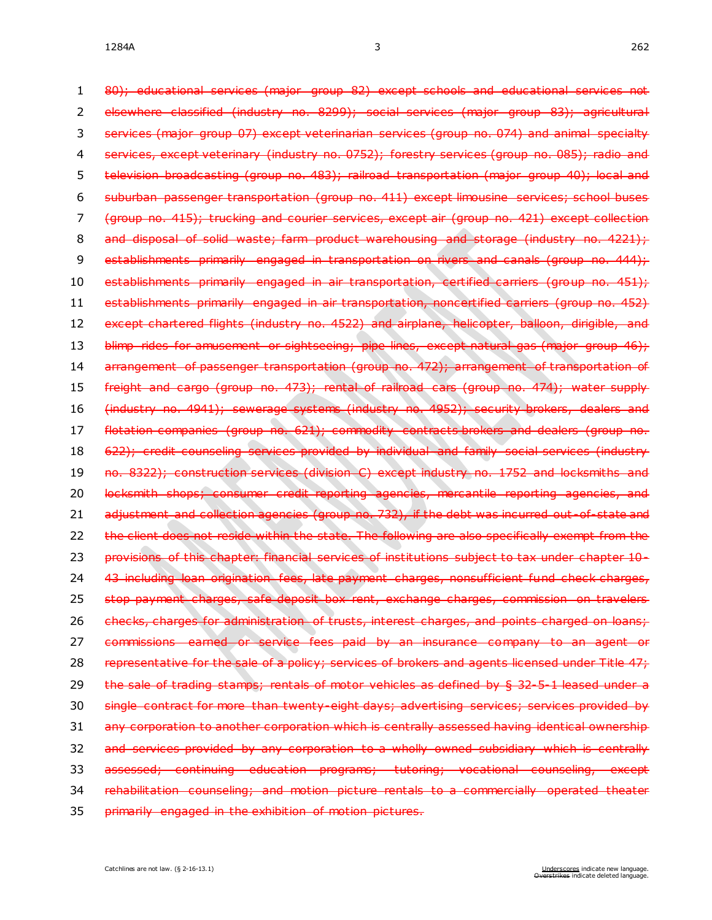~~80); educational services (major group 82) except schools and educational services not elsewhere classified (industry no. 8299); social services (major group 83); agricultural services (major group 07) except veterinarian services (group no. 074) and animal specialty services, except veterinary (industry no. 0752); forestry services (group no. 085); radio and television broadcasting (group no. 483); railroad transportation (major group 40); local and suburban passenger transportation (group no. 411) except limousine services; school buses (group no. 415); trucking and courier services, except air (group no. 421) except collection and disposal of solid waste; farm product warehousing and storage (industry no. 4221); establishments primarily engaged in transportation on rivers and canals (group no. 444); establishments primarily engaged in air transportation, certified carriers (group no. 451); establishments primarily engaged in air transportation, noncertified carriers (group no. 452) except chartered flights (industry no. 4522) and airplane, helicopter, balloon, dirigible, and blimp rides for amusement or sightseeing; pipe lines, except natural gas (major group 46); arrangement of passenger transportation (group no. 472); arrangement of transportation of freight and cargo (group no. 473); rental of railroad cars (group no. 474); water supply (industry no. 4941); sewerage systems (industry no. 4952); security brokers, dealers and flotation companies (group no. 621); commodity contracts brokers and dealers (group no. 622); credit counseling services provided by individual and family social services (industry no. 8322); construction services (division C) except industry no. 1752 and locksmiths and locksmith shops; consumer credit reporting agencies, mercantile reporting agencies, and adjustment and collection agencies (group no. 732), if the debt was incurred out-of-state and the client does not reside within the state. The following are also specifically exempt from the provisions of this chapter: financial services of institutions subject to tax under chapter 10-43 including loan origination fees, late payment charges, nonsufficient fund check charges, stop payment charges, safe deposit box rent, exchange charges, commission on travelers checks, charges for administration of trusts, interest charges, and points charged on loans; commissions earned or service fees paid by an insurance company to an agent or representative for the sale of a policy; services of brokers and agents licensed under Title 47; the sale of trading stamps; rentals of motor vehicles as defined by § 32-5-1 leased under a single contract for more than twenty-eight days; advertising services; services provided by any corporation to another corporation which is centrally assessed having identical ownership and services provided by any corporation to a wholly owned subsidiary which is centrally assessed; continuing education programs; tutoring; vocational counseling, except rehabilitation counseling; and motion picture rentals to a commercially operated theater primarily engaged in the exhibition of motion pictures.~~

Catchlines are not law. (§ 2-16-13.1)

Underscores indicate new language.
Overstrikes indicate deleted language.